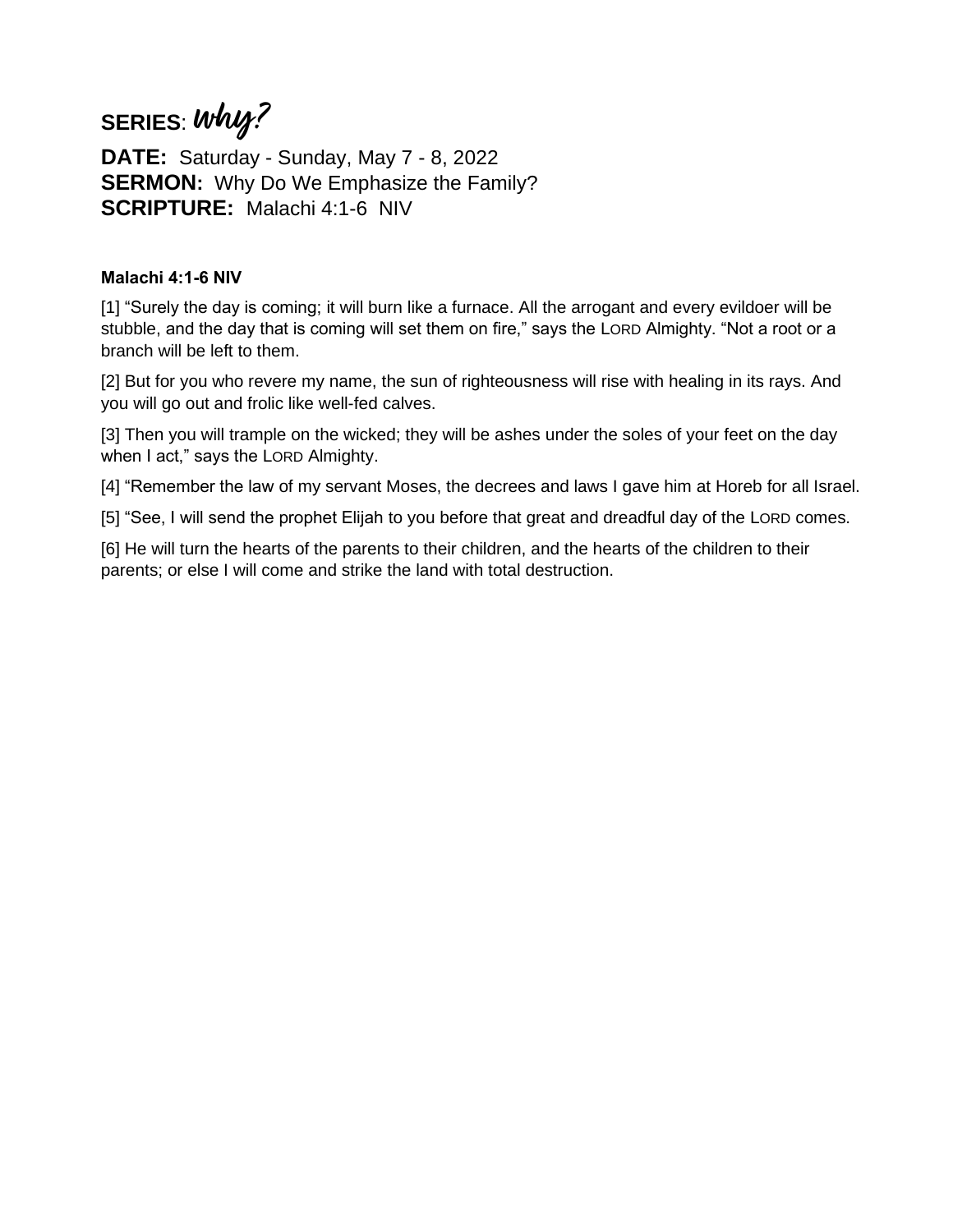**SERIES**: *Why?*

**DATE:** Saturday - Sunday, May 7 - 8, 2022
**SERMON:** Why Do We Emphasize the Family?
**SCRIPTURE:** Malachi 4:1-6 NIV

**Malachi 4:1-6 NIV**

[1] "Surely the day is coming; it will burn like a furnace. All the arrogant and every evildoer will be stubble, and the day that is coming will set them on fire," says the LORD Almighty. "Not a root or a branch will be left to them.

[2] But for you who revere my name, the sun of righteousness will rise with healing in its rays. And you will go out and frolic like well-fed calves.

[3] Then you will trample on the wicked; they will be ashes under the soles of your feet on the day when I act," says the LORD Almighty.

[4] "Remember the law of my servant Moses, the decrees and laws I gave him at Horeb for all Israel.

[5] "See, I will send the prophet Elijah to you before that great and dreadful day of the LORD comes.

[6] He will turn the hearts of the parents to their children, and the hearts of the children to their parents; or else I will come and strike the land with total destruction.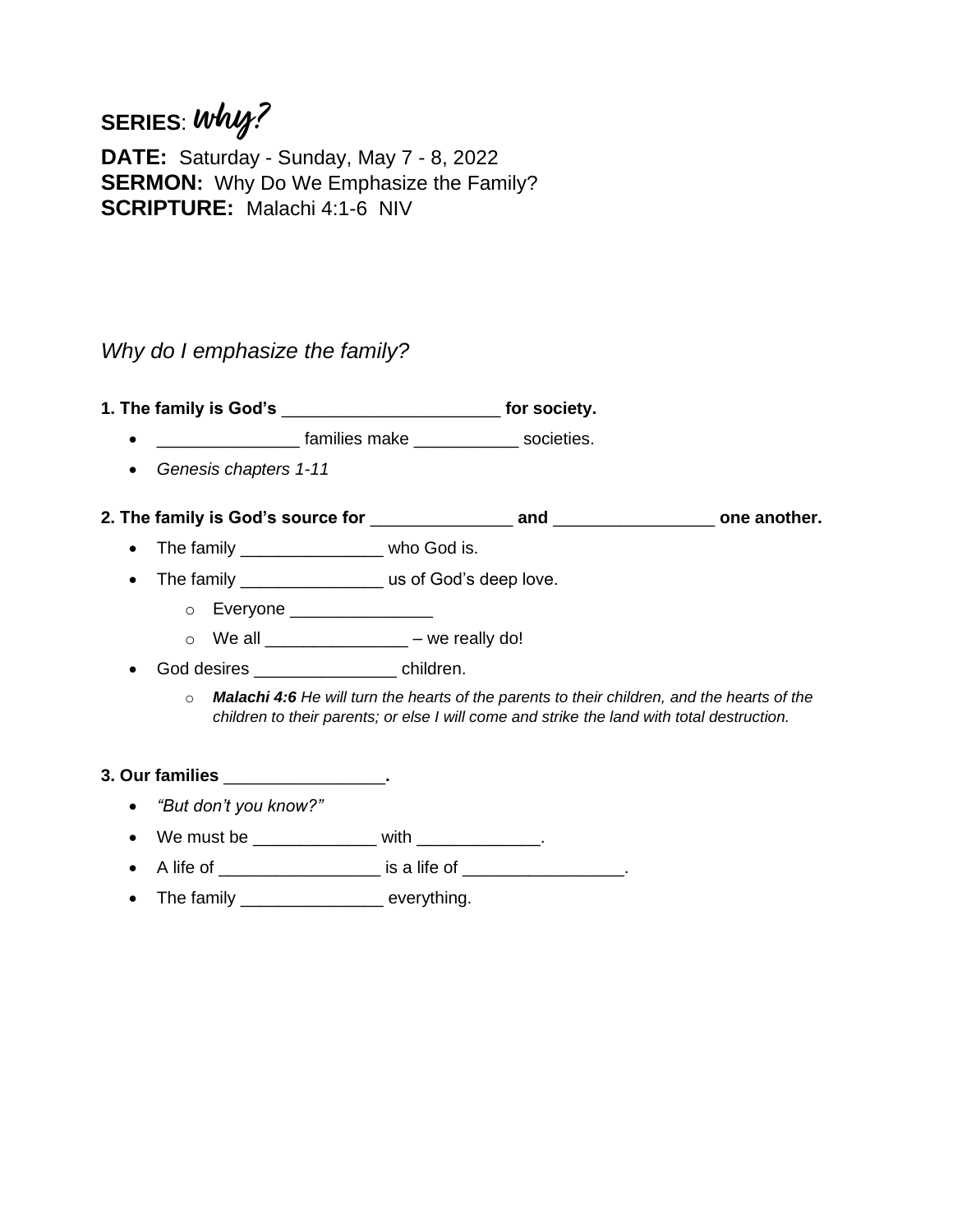**SERIES**: *Why?*

**DATE:** Saturday - Sunday, May 7 - 8, 2022
**SERMON:** Why Do We Emphasize the Family?
**SCRIPTURE:** Malachi 4:1-6 NIV

*Why do I emphasize the family?*

**1. The family is God's ______________________ for society.**

- _______________ families make ___________ societies.
- *Genesis chapters 1-11*

**2. The family is God's source for _______________ and _________________ one another.**

- The family _______________ who God is.
- The family _______________ us of God's deep love.
  - Everyone _______________
  - We all _______________ – we really do!
- God desires _______________ children.
  - ***Malachi 4:6*** *He will turn the hearts of the parents to their children, and the hearts of the children to their parents; or else I will come and strike the land with total destruction.*

**3. Our families _________________.**

- *"But don't you know?"*
- We must be _____________ with _____________.
- A life of _________________ is a life of _________________.
- The family _______________ everything.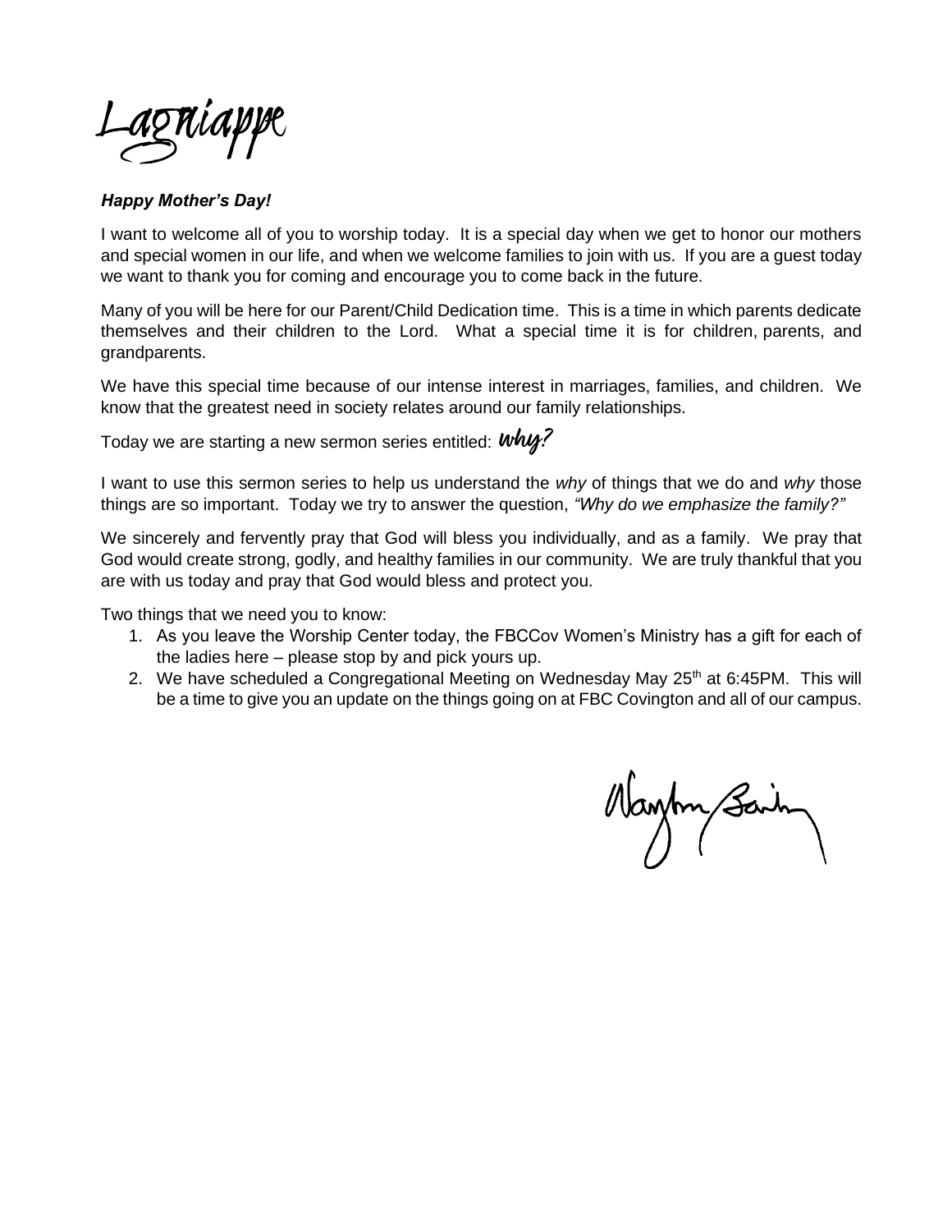# Lagniappe

***Happy Mother's Day!***

I want to welcome all of you to worship today. It is a special day when we get to honor our mothers and special women in our life, and when we welcome families to join with us. If you are a guest today we want to thank you for coming and encourage you to come back in the future.

Many of you will be here for our Parent/Child Dedication time. This is a time in which parents dedicate themselves and their children to the Lord. What a special time it is for children, parents, and grandparents.

We have this special time because of our intense interest in marriages, families, and children. We know that the greatest need in society relates around our family relationships.

Today we are starting a new sermon series entitled: **Why?**

I want to use this sermon series to help us understand the *why* of things that we do and *why* those things are so important. Today we try to answer the question, *"Why do we emphasize the family?"*

We sincerely and fervently pray that God will bless you individually, and as a family. We pray that God would create strong, godly, and healthy families in our community. We are truly thankful that you are with us today and pray that God would bless and protect you.

Two things that we need you to know:

1. As you leave the Worship Center today, the FBCCov Women's Ministry has a gift for each of the ladies here – please stop by and pick yours up.
2. We have scheduled a Congregational Meeting on Wednesday May 25th at 6:45PM. This will be a time to give you an update on the things going on at FBC Covington and all of our campus.